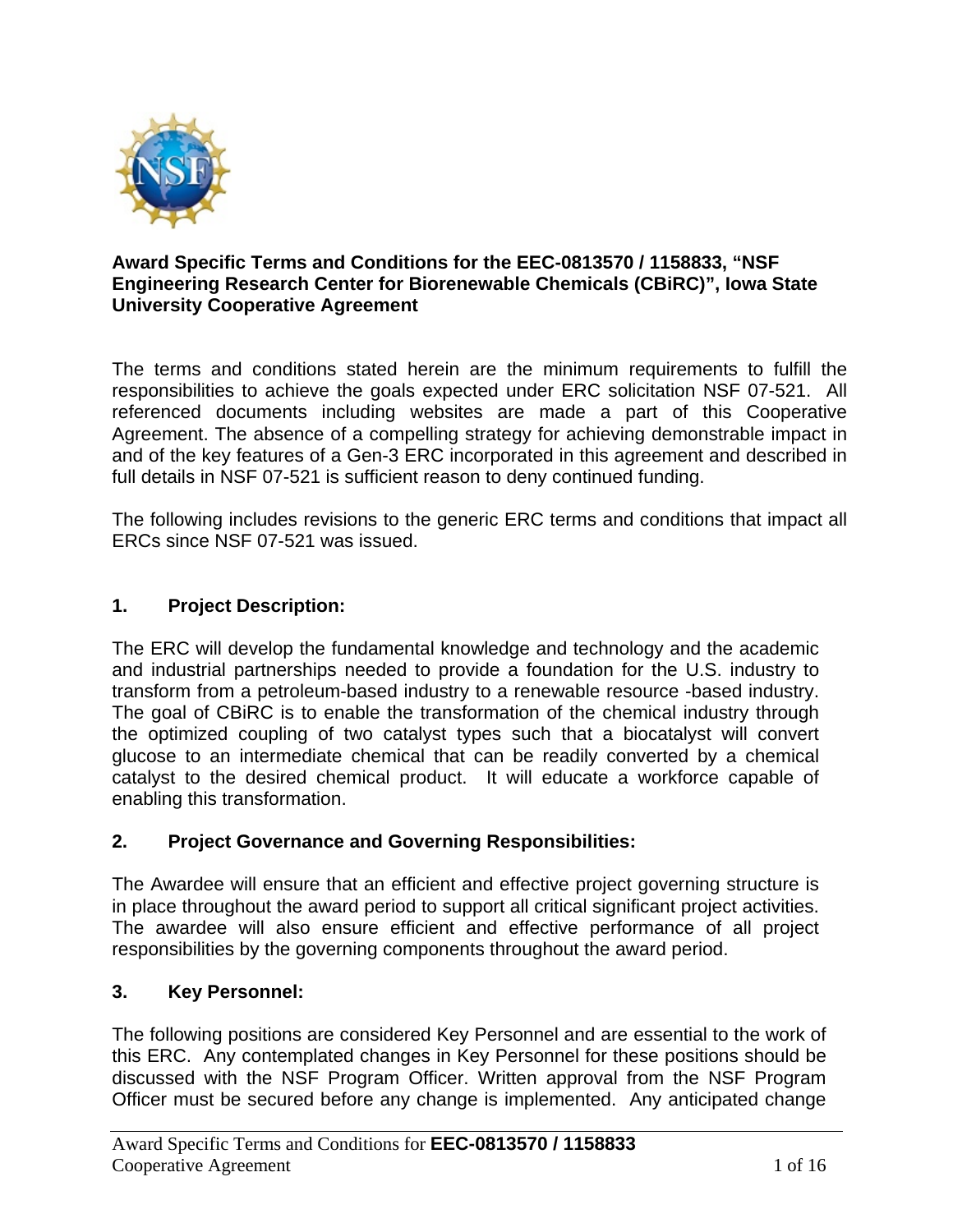**Award Specific Terms and Conditions for the EEC-0813570 / 1158833, "NSF Engineering Research Center for Biorenewable Chemicals (CBiRC)", Iowa State University Cooperative Agreement**

The terms and conditions stated herein are the minimum requirements to fulfill the responsibilities to achieve the goals expected under ERC solicitation NSF 07-521. All referenced documents including websites are made a part of this Cooperative Agreement. The absence of a compelling strategy for achieving demonstrable impact in and of the key features of a Gen-3 ERC incorporated in this agreement and described in full details in NSF 07-521 is sufficient reason to deny continued funding.

The following includes revisions to the generic ERC terms and conditions that impact all ERCs since NSF 07-521 was issued.

## 1. Project Description:

The ERC will develop the fundamental knowledge and technology and the academic and industrial partnerships needed to provide a foundation for the U.S. industry to transform from a petroleum-based industry to a renewable resource -based industry. The goal of CBiRC is to enable the transformation of the chemical industry through the optimized coupling of two catalyst types such that a biocatalyst will convert glucose to an intermediate chemical that can be readily converted by a chemical catalyst to the desired chemical product. It will educate a workforce capable of enabling this transformation.

## 2. Project Governance and Governing Responsibilities:

The Awardee will ensure that an efficient and effective project governing structure is in place throughout the award period to support all critical significant project activities. The awardee will also ensure efficient and effective performance of all project responsibilities by the governing components throughout the award period.

## 3. Key Personnel:

The following positions are considered Key Personnel and are essential to the work of this ERC. Any contemplated changes in Key Personnel for these positions should be discussed with the NSF Program Officer. Written approval from the NSF Program Officer must be secured before any change is implemented. Any anticipated change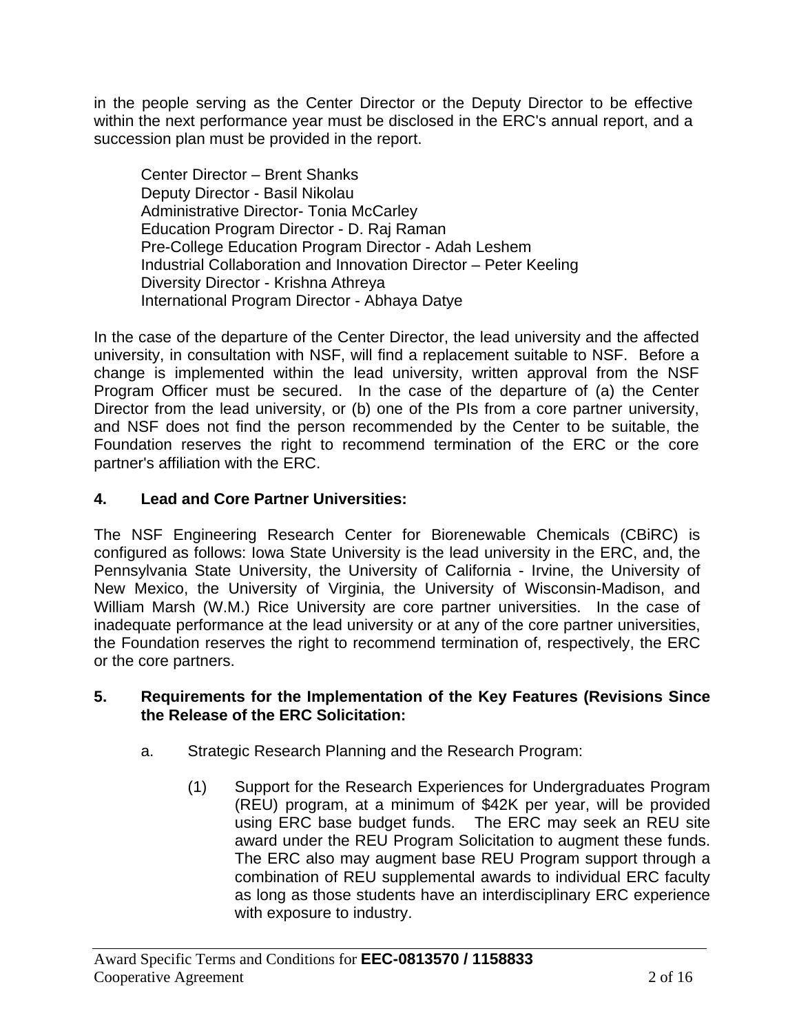in the people serving as the Center Director or the Deputy Director to be effective within the next performance year must be disclosed in the ERC's annual report, and a succession plan must be provided in the report.

Center Director – Brent Shanks
Deputy Director - Basil Nikolau
Administrative Director- Tonia McCarley
Education Program Director - D. Raj Raman
Pre-College Education Program Director - Adah Leshem
Industrial Collaboration and Innovation Director – Peter Keeling
Diversity Director - Krishna Athreya
International Program Director - Abhaya Datye

In the case of the departure of the Center Director, the lead university and the affected university, in consultation with NSF, will find a replacement suitable to NSF. Before a change is implemented within the lead university, written approval from the NSF Program Officer must be secured. In the case of the departure of (a) the Center Director from the lead university, or (b) one of the PIs from a core partner university, and NSF does not find the person recommended by the Center to be suitable, the Foundation reserves the right to recommend termination of the ERC or the core partner's affiliation with the ERC.

**4. Lead and Core Partner Universities:**

The NSF Engineering Research Center for Biorenewable Chemicals (CBiRC) is configured as follows: Iowa State University is the lead university in the ERC, and, the Pennsylvania State University, the University of California - Irvine, the University of New Mexico, the University of Virginia, the University of Wisconsin-Madison, and William Marsh (W.M.) Rice University are core partner universities. In the case of inadequate performance at the lead university or at any of the core partner universities, the Foundation reserves the right to recommend termination of, respectively, the ERC or the core partners.

**5. Requirements for the Implementation of the Key Features (Revisions Since the Release of the ERC Solicitation:**

a. Strategic Research Planning and the Research Program:

(1) Support for the Research Experiences for Undergraduates Program (REU) program, at a minimum of $42K per year, will be provided using ERC base budget funds. The ERC may seek an REU site award under the REU Program Solicitation to augment these funds. The ERC also may augment base REU Program support through a combination of REU supplemental awards to individual ERC faculty as long as those students have an interdisciplinary ERC experience with exposure to industry.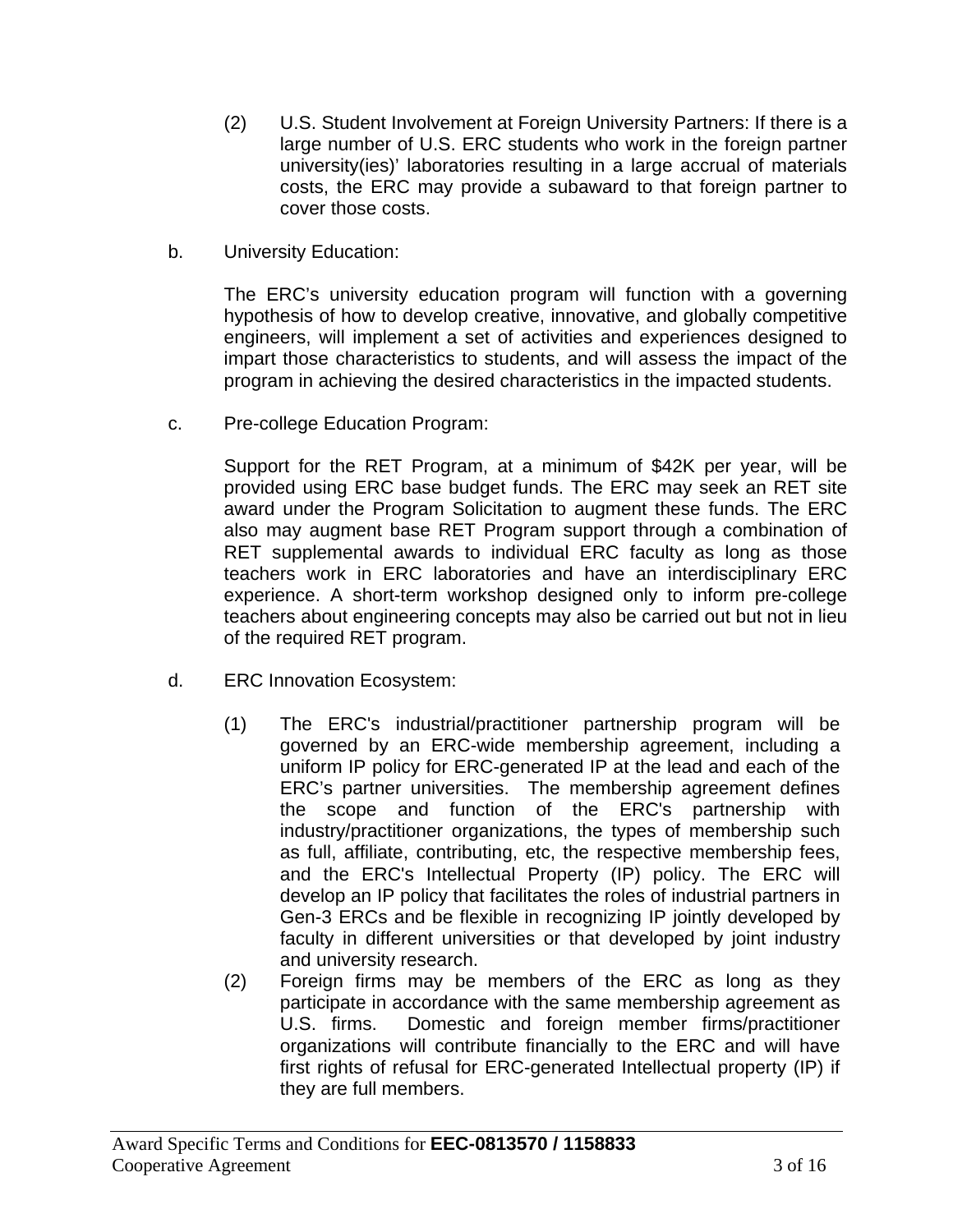(2) U.S. Student Involvement at Foreign University Partners: If there is a large number of U.S. ERC students who work in the foreign partner university(ies)' laboratories resulting in a large accrual of materials costs, the ERC may provide a subaward to that foreign partner to cover those costs.

b. University Education:

The ERC's university education program will function with a governing hypothesis of how to develop creative, innovative, and globally competitive engineers, will implement a set of activities and experiences designed to impart those characteristics to students, and will assess the impact of the program in achieving the desired characteristics in the impacted students.

c. Pre-college Education Program:

Support for the RET Program, at a minimum of $42K per year, will be provided using ERC base budget funds. The ERC may seek an RET site award under the Program Solicitation to augment these funds. The ERC also may augment base RET Program support through a combination of RET supplemental awards to individual ERC faculty as long as those teachers work in ERC laboratories and have an interdisciplinary ERC experience. A short-term workshop designed only to inform pre-college teachers about engineering concepts may also be carried out but not in lieu of the required RET program.

d. ERC Innovation Ecosystem:

(1) The ERC's industrial/practitioner partnership program will be governed by an ERC-wide membership agreement, including a uniform IP policy for ERC-generated IP at the lead and each of the ERC's partner universities. The membership agreement defines the scope and function of the ERC's partnership with industry/practitioner organizations, the types of membership such as full, affiliate, contributing, etc, the respective membership fees, and the ERC's Intellectual Property (IP) policy. The ERC will develop an IP policy that facilitates the roles of industrial partners in Gen-3 ERCs and be flexible in recognizing IP jointly developed by faculty in different universities or that developed by joint industry and university research.

(2) Foreign firms may be members of the ERC as long as they participate in accordance with the same membership agreement as U.S. firms. Domestic and foreign member firms/practitioner organizations will contribute financially to the ERC and will have first rights of refusal for ERC-generated Intellectual property (IP) if they are full members.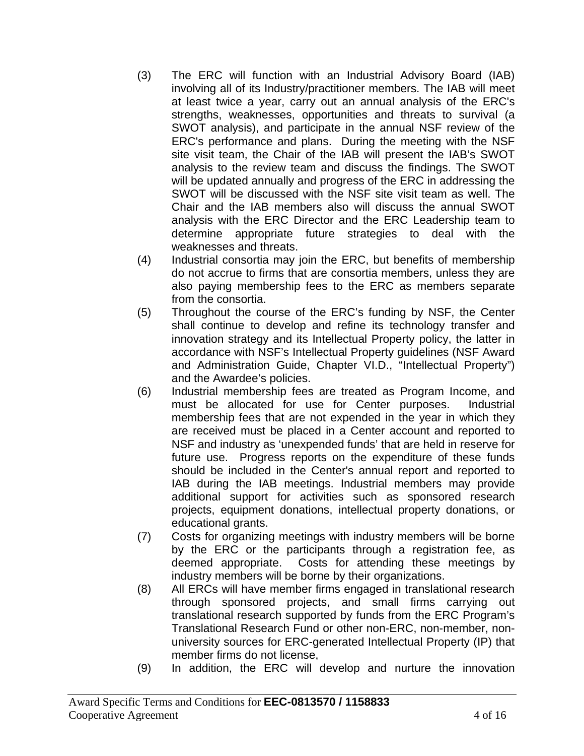(3) The ERC will function with an Industrial Advisory Board (IAB) involving all of its Industry/practitioner members. The IAB will meet at least twice a year, carry out an annual analysis of the ERC's strengths, weaknesses, opportunities and threats to survival (a SWOT analysis), and participate in the annual NSF review of the ERC's performance and plans. During the meeting with the NSF site visit team, the Chair of the IAB will present the IAB's SWOT analysis to the review team and discuss the findings. The SWOT will be updated annually and progress of the ERC in addressing the SWOT will be discussed with the NSF site visit team as well. The Chair and the IAB members also will discuss the annual SWOT analysis with the ERC Director and the ERC Leadership team to determine appropriate future strategies to deal with the weaknesses and threats.

(4) Industrial consortia may join the ERC, but benefits of membership do not accrue to firms that are consortia members, unless they are also paying membership fees to the ERC as members separate from the consortia.

(5) Throughout the course of the ERC's funding by NSF, the Center shall continue to develop and refine its technology transfer and innovation strategy and its Intellectual Property policy, the latter in accordance with NSF's Intellectual Property guidelines (NSF Award and Administration Guide, Chapter VI.D., "Intellectual Property") and the Awardee's policies.

(6) Industrial membership fees are treated as Program Income, and must be allocated for use for Center purposes. Industrial membership fees that are not expended in the year in which they are received must be placed in a Center account and reported to NSF and industry as 'unexpended funds' that are held in reserve for future use. Progress reports on the expenditure of these funds should be included in the Center's annual report and reported to IAB during the IAB meetings. Industrial members may provide additional support for activities such as sponsored research projects, equipment donations, intellectual property donations, or educational grants.

(7) Costs for organizing meetings with industry members will be borne by the ERC or the participants through a registration fee, as deemed appropriate. Costs for attending these meetings by industry members will be borne by their organizations.

(8) All ERCs will have member firms engaged in translational research through sponsored projects, and small firms carrying out translational research supported by funds from the ERC Program's Translational Research Fund or other non-ERC, non-member, non-university sources for ERC-generated Intellectual Property (IP) that member firms do not license,

(9) In addition, the ERC will develop and nurture the innovation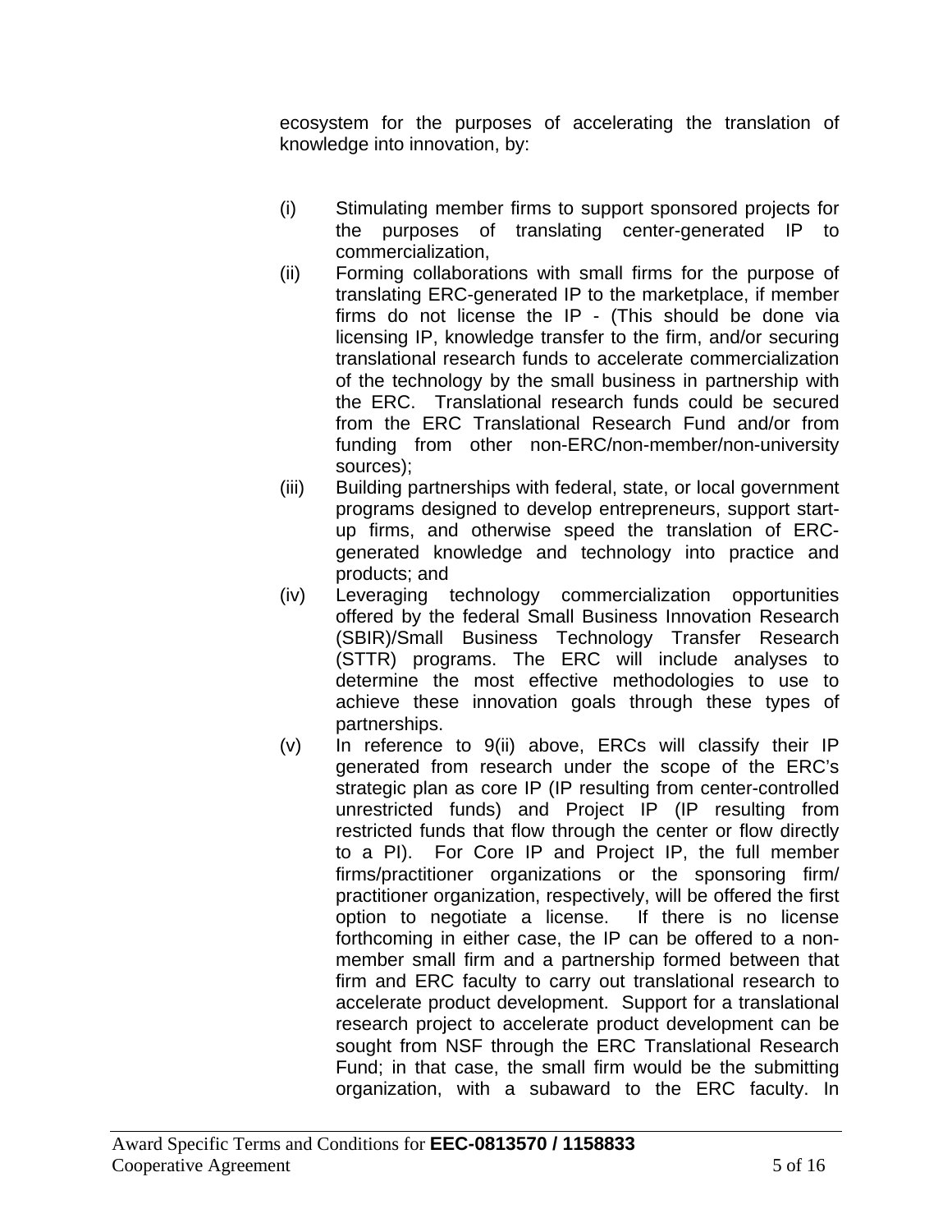ecosystem for the purposes of accelerating the translation of knowledge into innovation, by:

(i) Stimulating member firms to support sponsored projects for the purposes of translating center-generated IP to commercialization,

(ii) Forming collaborations with small firms for the purpose of translating ERC-generated IP to the marketplace, if member firms do not license the IP - (This should be done via licensing IP, knowledge transfer to the firm, and/or securing translational research funds to accelerate commercialization of the technology by the small business in partnership with the ERC. Translational research funds could be secured from the ERC Translational Research Fund and/or from funding from other non-ERC/non-member/non-university sources);

(iii) Building partnerships with federal, state, or local government programs designed to develop entrepreneurs, support start-up firms, and otherwise speed the translation of ERC-generated knowledge and technology into practice and products; and

(iv) Leveraging technology commercialization opportunities offered by the federal Small Business Innovation Research (SBIR)/Small Business Technology Transfer Research (STTR) programs. The ERC will include analyses to determine the most effective methodologies to use to achieve these innovation goals through these types of partnerships.

(v) In reference to 9(ii) above, ERCs will classify their IP generated from research under the scope of the ERC's strategic plan as core IP (IP resulting from center-controlled unrestricted funds) and Project IP (IP resulting from restricted funds that flow through the center or flow directly to a PI). For Core IP and Project IP, the full member firms/practitioner organizations or the sponsoring firm/ practitioner organization, respectively, will be offered the first option to negotiate a license. If there is no license forthcoming in either case, the IP can be offered to a non-member small firm and a partnership formed between that firm and ERC faculty to carry out translational research to accelerate product development. Support for a translational research project to accelerate product development can be sought from NSF through the ERC Translational Research Fund; in that case, the small firm would be the submitting organization, with a subaward to the ERC faculty. In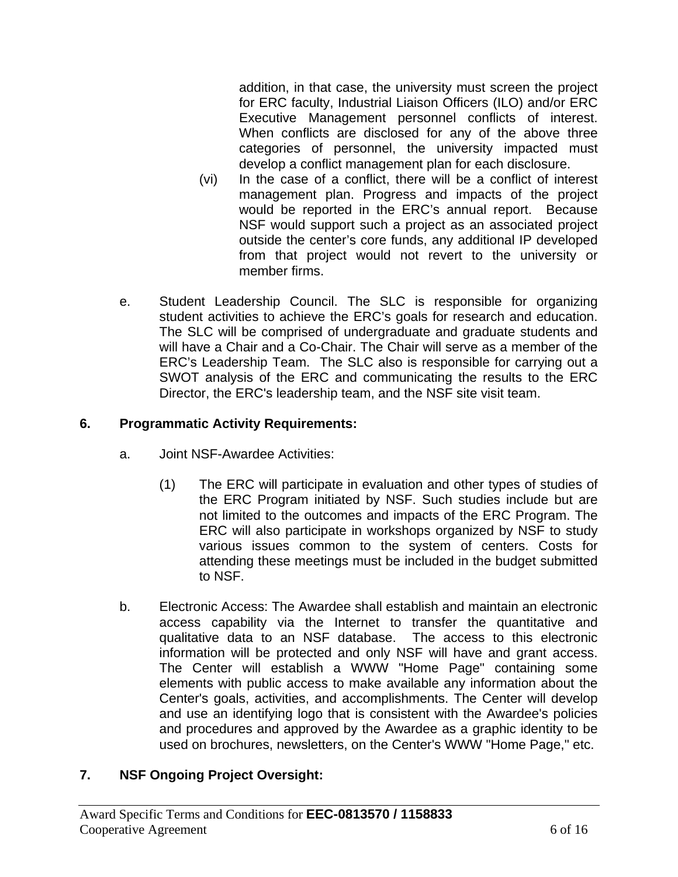addition, in that case, the university must screen the project for ERC faculty, Industrial Liaison Officers (ILO) and/or ERC Executive Management personnel conflicts of interest. When conflicts are disclosed for any of the above three categories of personnel, the university impacted must develop a conflict management plan for each disclosure.

(vi) In the case of a conflict, there will be a conflict of interest management plan. Progress and impacts of the project would be reported in the ERC's annual report. Because NSF would support such a project as an associated project outside the center's core funds, any additional IP developed from that project would not revert to the university or member firms.

e. Student Leadership Council. The SLC is responsible for organizing student activities to achieve the ERC's goals for research and education. The SLC will be comprised of undergraduate and graduate students and will have a Chair and a Co-Chair. The Chair will serve as a member of the ERC's Leadership Team. The SLC also is responsible for carrying out a SWOT analysis of the ERC and communicating the results to the ERC Director, the ERC's leadership team, and the NSF site visit team.

**6. Programmatic Activity Requirements:**

a. Joint NSF-Awardee Activities:

(1) The ERC will participate in evaluation and other types of studies of the ERC Program initiated by NSF. Such studies include but are not limited to the outcomes and impacts of the ERC Program. The ERC will also participate in workshops organized by NSF to study various issues common to the system of centers. Costs for attending these meetings must be included in the budget submitted to NSF.

b. Electronic Access: The Awardee shall establish and maintain an electronic access capability via the Internet to transfer the quantitative and qualitative data to an NSF database. The access to this electronic information will be protected and only NSF will have and grant access. The Center will establish a WWW "Home Page" containing some elements with public access to make available any information about the Center's goals, activities, and accomplishments. The Center will develop and use an identifying logo that is consistent with the Awardee's policies and procedures and approved by the Awardee as a graphic identity to be used on brochures, newsletters, on the Center's WWW "Home Page," etc.

**7. NSF Ongoing Project Oversight:**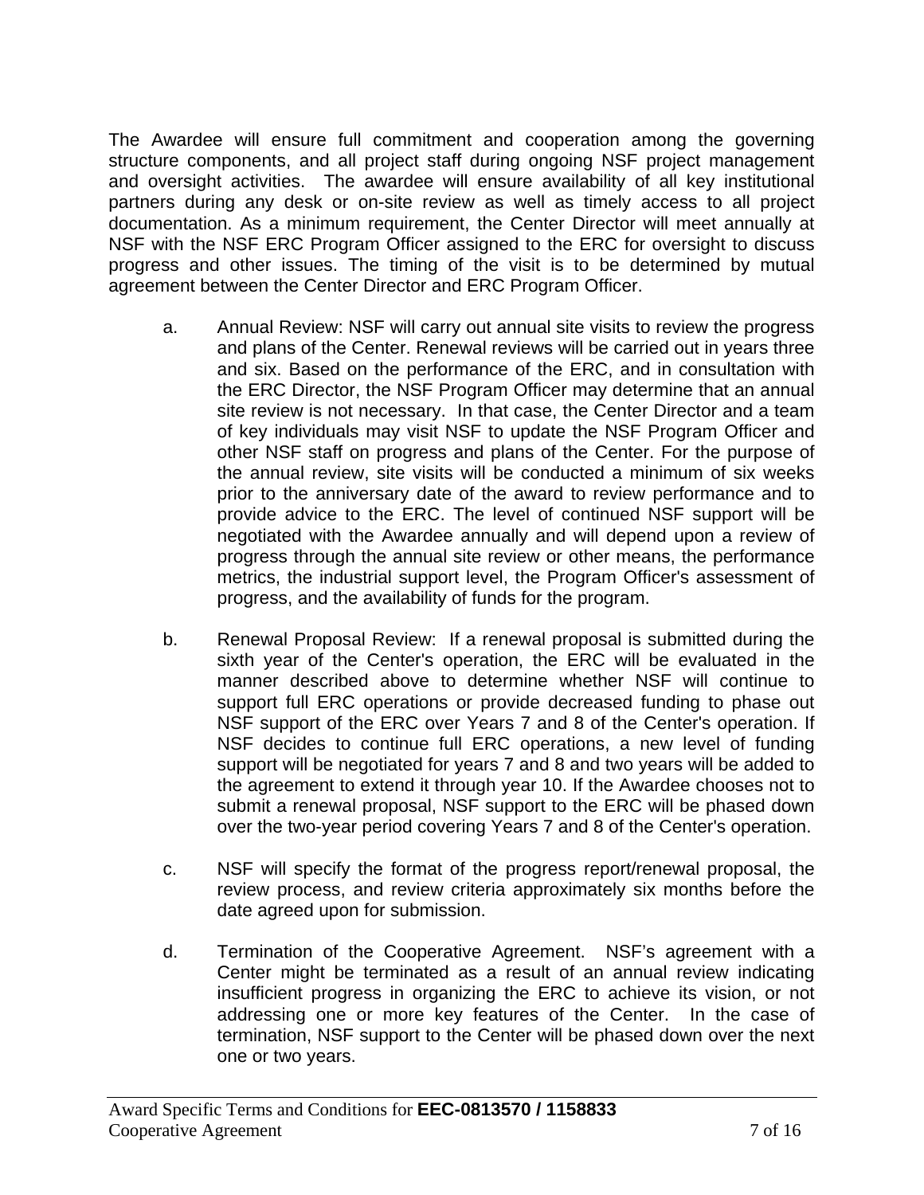The Awardee will ensure full commitment and cooperation among the governing structure components, and all project staff during ongoing NSF project management and oversight activities. The awardee will ensure availability of all key institutional partners during any desk or on-site review as well as timely access to all project documentation. As a minimum requirement, the Center Director will meet annually at NSF with the NSF ERC Program Officer assigned to the ERC for oversight to discuss progress and other issues. The timing of the visit is to be determined by mutual agreement between the Center Director and ERC Program Officer.

a. Annual Review: NSF will carry out annual site visits to review the progress and plans of the Center. Renewal reviews will be carried out in years three and six. Based on the performance of the ERC, and in consultation with the ERC Director, the NSF Program Officer may determine that an annual site review is not necessary. In that case, the Center Director and a team of key individuals may visit NSF to update the NSF Program Officer and other NSF staff on progress and plans of the Center. For the purpose of the annual review, site visits will be conducted a minimum of six weeks prior to the anniversary date of the award to review performance and to provide advice to the ERC. The level of continued NSF support will be negotiated with the Awardee annually and will depend upon a review of progress through the annual site review or other means, the performance metrics, the industrial support level, the Program Officer's assessment of progress, and the availability of funds for the program.

b. Renewal Proposal Review: If a renewal proposal is submitted during the sixth year of the Center's operation, the ERC will be evaluated in the manner described above to determine whether NSF will continue to support full ERC operations or provide decreased funding to phase out NSF support of the ERC over Years 7 and 8 of the Center's operation. If NSF decides to continue full ERC operations, a new level of funding support will be negotiated for years 7 and 8 and two years will be added to the agreement to extend it through year 10. If the Awardee chooses not to submit a renewal proposal, NSF support to the ERC will be phased down over the two-year period covering Years 7 and 8 of the Center's operation.

c. NSF will specify the format of the progress report/renewal proposal, the review process, and review criteria approximately six months before the date agreed upon for submission.

d. Termination of the Cooperative Agreement. NSF's agreement with a Center might be terminated as a result of an annual review indicating insufficient progress in organizing the ERC to achieve its vision, or not addressing one or more key features of the Center. In the case of termination, NSF support to the Center will be phased down over the next one or two years.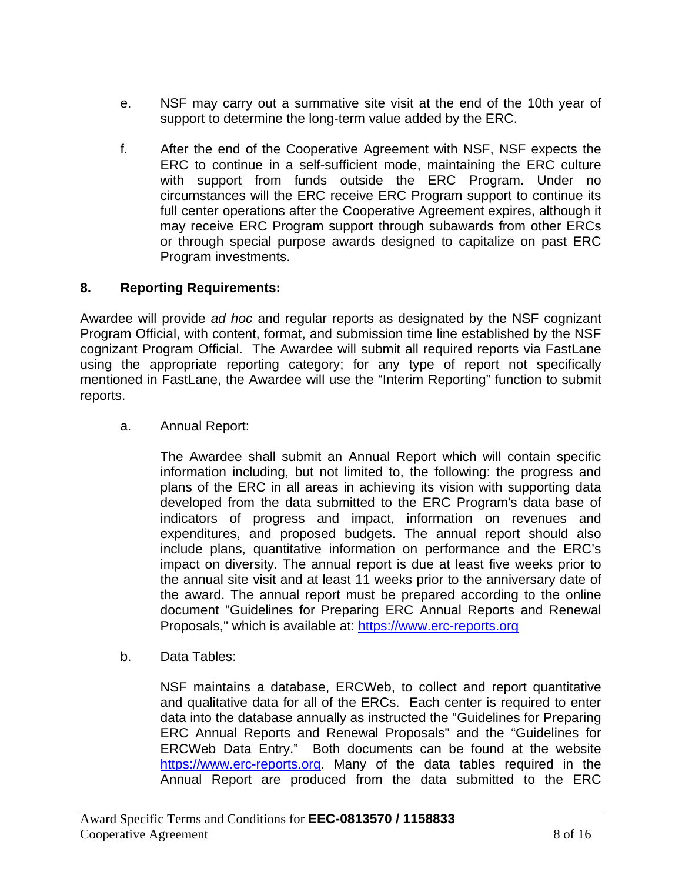e. NSF may carry out a summative site visit at the end of the 10th year of support to determine the long-term value added by the ERC.

f. After the end of the Cooperative Agreement with NSF, NSF expects the ERC to continue in a self-sufficient mode, maintaining the ERC culture with support from funds outside the ERC Program. Under no circumstances will the ERC receive ERC Program support to continue its full center operations after the Cooperative Agreement expires, although it may receive ERC Program support through subawards from other ERCs or through special purpose awards designed to capitalize on past ERC Program investments.

## 8. Reporting Requirements:

Awardee will provide *ad hoc* and regular reports as designated by the NSF cognizant Program Official, with content, format, and submission time line established by the NSF cognizant Program Official. The Awardee will submit all required reports via FastLane using the appropriate reporting category; for any type of report not specifically mentioned in FastLane, the Awardee will use the "Interim Reporting" function to submit reports.

a. Annual Report:

The Awardee shall submit an Annual Report which will contain specific information including, but not limited to, the following: the progress and plans of the ERC in all areas in achieving its vision with supporting data developed from the data submitted to the ERC Program's data base of indicators of progress and impact, information on revenues and expenditures, and proposed budgets. The annual report should also include plans, quantitative information on performance and the ERC's impact on diversity. The annual report is due at least five weeks prior to the annual site visit and at least 11 weeks prior to the anniversary date of the award. The annual report must be prepared according to the online document "Guidelines for Preparing ERC Annual Reports and Renewal Proposals," which is available at: https://www.erc-reports.org

b. Data Tables:

NSF maintains a database, ERCWeb, to collect and report quantitative and qualitative data for all of the ERCs. Each center is required to enter data into the database annually as instructed the "Guidelines for Preparing ERC Annual Reports and Renewal Proposals" and the "Guidelines for ERCWeb Data Entry." Both documents can be found at the website https://www.erc-reports.org. Many of the data tables required in the Annual Report are produced from the data submitted to the ERC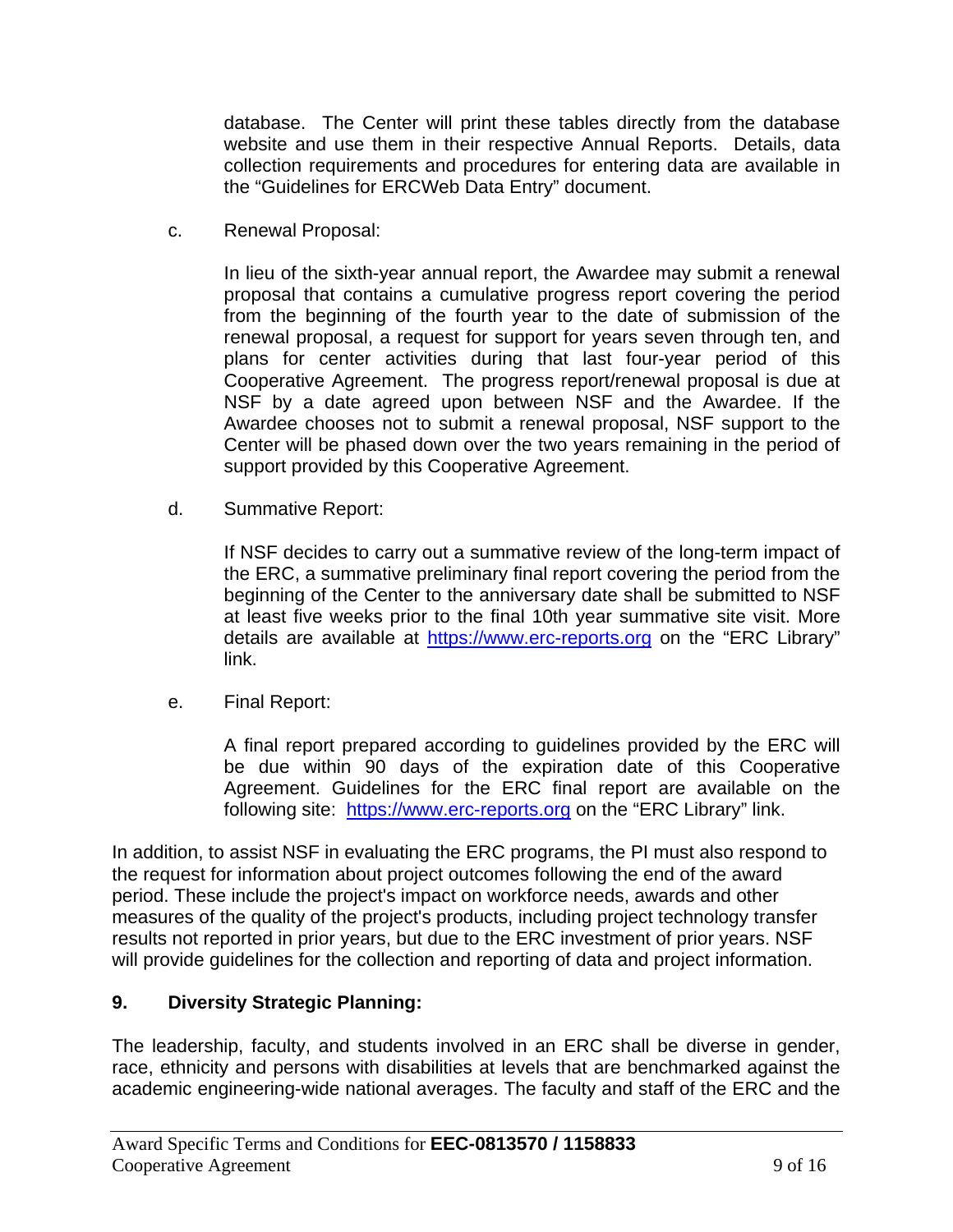database. The Center will print these tables directly from the database website and use them in their respective Annual Reports. Details, data collection requirements and procedures for entering data are available in the "Guidelines for ERCWeb Data Entry" document.

c. Renewal Proposal:

In lieu of the sixth-year annual report, the Awardee may submit a renewal proposal that contains a cumulative progress report covering the period from the beginning of the fourth year to the date of submission of the renewal proposal, a request for support for years seven through ten, and plans for center activities during that last four-year period of this Cooperative Agreement. The progress report/renewal proposal is due at NSF by a date agreed upon between NSF and the Awardee. If the Awardee chooses not to submit a renewal proposal, NSF support to the Center will be phased down over the two years remaining in the period of support provided by this Cooperative Agreement.

d. Summative Report:

If NSF decides to carry out a summative review of the long-term impact of the ERC, a summative preliminary final report covering the period from the beginning of the Center to the anniversary date shall be submitted to NSF at least five weeks prior to the final 10th year summative site visit. More details are available at https://www.erc-reports.org on the "ERC Library" link.

e. Final Report:

A final report prepared according to guidelines provided by the ERC will be due within 90 days of the expiration date of this Cooperative Agreement. Guidelines for the ERC final report are available on the following site: https://www.erc-reports.org on the "ERC Library" link.

In addition, to assist NSF in evaluating the ERC programs, the PI must also respond to the request for information about project outcomes following the end of the award period. These include the project's impact on workforce needs, awards and other measures of the quality of the project's products, including project technology transfer results not reported in prior years, but due to the ERC investment of prior years. NSF will provide guidelines for the collection and reporting of data and project information.

## 9. Diversity Strategic Planning:

The leadership, faculty, and students involved in an ERC shall be diverse in gender, race, ethnicity and persons with disabilities at levels that are benchmarked against the academic engineering-wide national averages. The faculty and staff of the ERC and the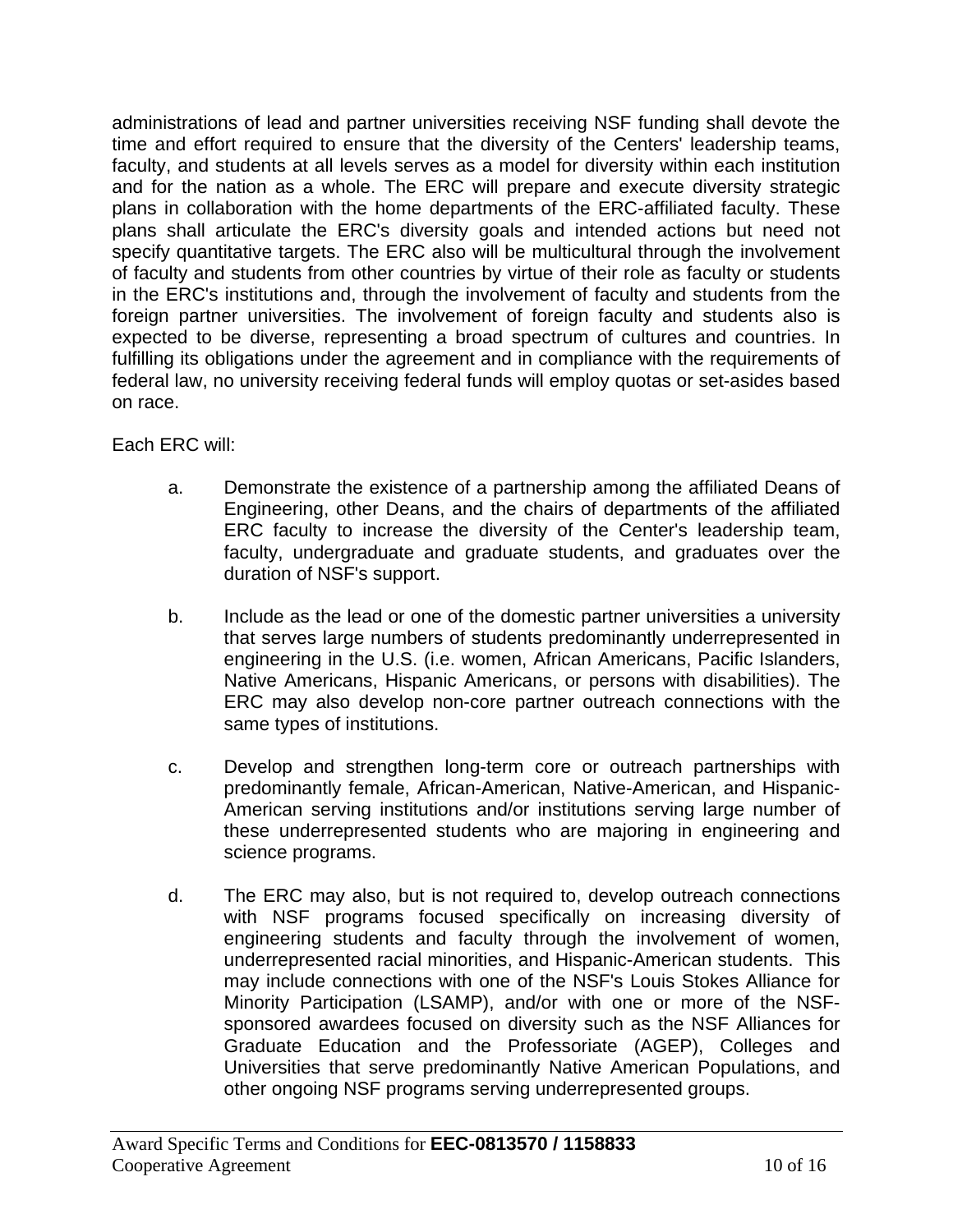administrations of lead and partner universities receiving NSF funding shall devote the time and effort required to ensure that the diversity of the Centers' leadership teams, faculty, and students at all levels serves as a model for diversity within each institution and for the nation as a whole. The ERC will prepare and execute diversity strategic plans in collaboration with the home departments of the ERC-affiliated faculty. These plans shall articulate the ERC's diversity goals and intended actions but need not specify quantitative targets. The ERC also will be multicultural through the involvement of faculty and students from other countries by virtue of their role as faculty or students in the ERC's institutions and, through the involvement of faculty and students from the foreign partner universities. The involvement of foreign faculty and students also is expected to be diverse, representing a broad spectrum of cultures and countries. In fulfilling its obligations under the agreement and in compliance with the requirements of federal law, no university receiving federal funds will employ quotas or set-asides based on race.

Each ERC will:

a. Demonstrate the existence of a partnership among the affiliated Deans of Engineering, other Deans, and the chairs of departments of the affiliated ERC faculty to increase the diversity of the Center's leadership team, faculty, undergraduate and graduate students, and graduates over the duration of NSF's support.

b. Include as the lead or one of the domestic partner universities a university that serves large numbers of students predominantly underrepresented in engineering in the U.S. (i.e. women, African Americans, Pacific Islanders, Native Americans, Hispanic Americans, or persons with disabilities). The ERC may also develop non-core partner outreach connections with the same types of institutions.

c. Develop and strengthen long-term core or outreach partnerships with predominantly female, African-American, Native-American, and Hispanic-American serving institutions and/or institutions serving large number of these underrepresented students who are majoring in engineering and science programs.

d. The ERC may also, but is not required to, develop outreach connections with NSF programs focused specifically on increasing diversity of engineering students and faculty through the involvement of women, underrepresented racial minorities, and Hispanic-American students. This may include connections with one of the NSF's Louis Stokes Alliance for Minority Participation (LSAMP), and/or with one or more of the NSF-sponsored awardees focused on diversity such as the NSF Alliances for Graduate Education and the Professoriate (AGEP), Colleges and Universities that serve predominantly Native American Populations, and other ongoing NSF programs serving underrepresented groups.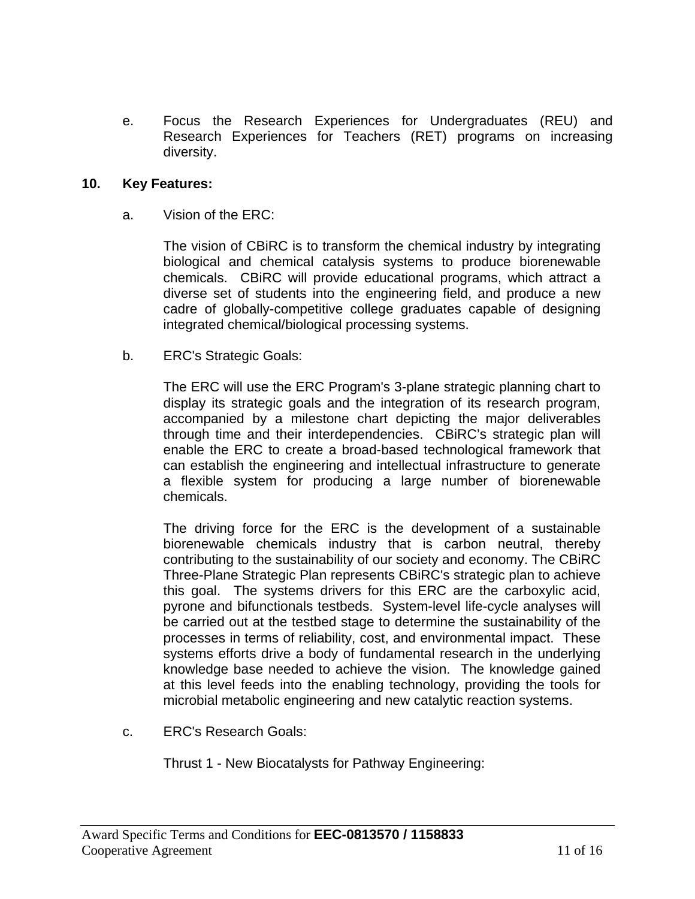e. Focus the Research Experiences for Undergraduates (REU) and Research Experiences for Teachers (RET) programs on increasing diversity.

**10. Key Features:**

a. Vision of the ERC:

The vision of CBiRC is to transform the chemical industry by integrating biological and chemical catalysis systems to produce biorenewable chemicals. CBiRC will provide educational programs, which attract a diverse set of students into the engineering field, and produce a new cadre of globally-competitive college graduates capable of designing integrated chemical/biological processing systems.

b. ERC's Strategic Goals:

The ERC will use the ERC Program's 3-plane strategic planning chart to display its strategic goals and the integration of its research program, accompanied by a milestone chart depicting the major deliverables through time and their interdependencies. CBiRC's strategic plan will enable the ERC to create a broad-based technological framework that can establish the engineering and intellectual infrastructure to generate a flexible system for producing a large number of biorenewable chemicals.

The driving force for the ERC is the development of a sustainable biorenewable chemicals industry that is carbon neutral, thereby contributing to the sustainability of our society and economy. The CBiRC Three-Plane Strategic Plan represents CBiRC's strategic plan to achieve this goal. The systems drivers for this ERC are the carboxylic acid, pyrone and bifunctionals testbeds. System-level life-cycle analyses will be carried out at the testbed stage to determine the sustainability of the processes in terms of reliability, cost, and environmental impact. These systems efforts drive a body of fundamental research in the underlying knowledge base needed to achieve the vision. The knowledge gained at this level feeds into the enabling technology, providing the tools for microbial metabolic engineering and new catalytic reaction systems.

c. ERC's Research Goals:

Thrust 1 - New Biocatalysts for Pathway Engineering: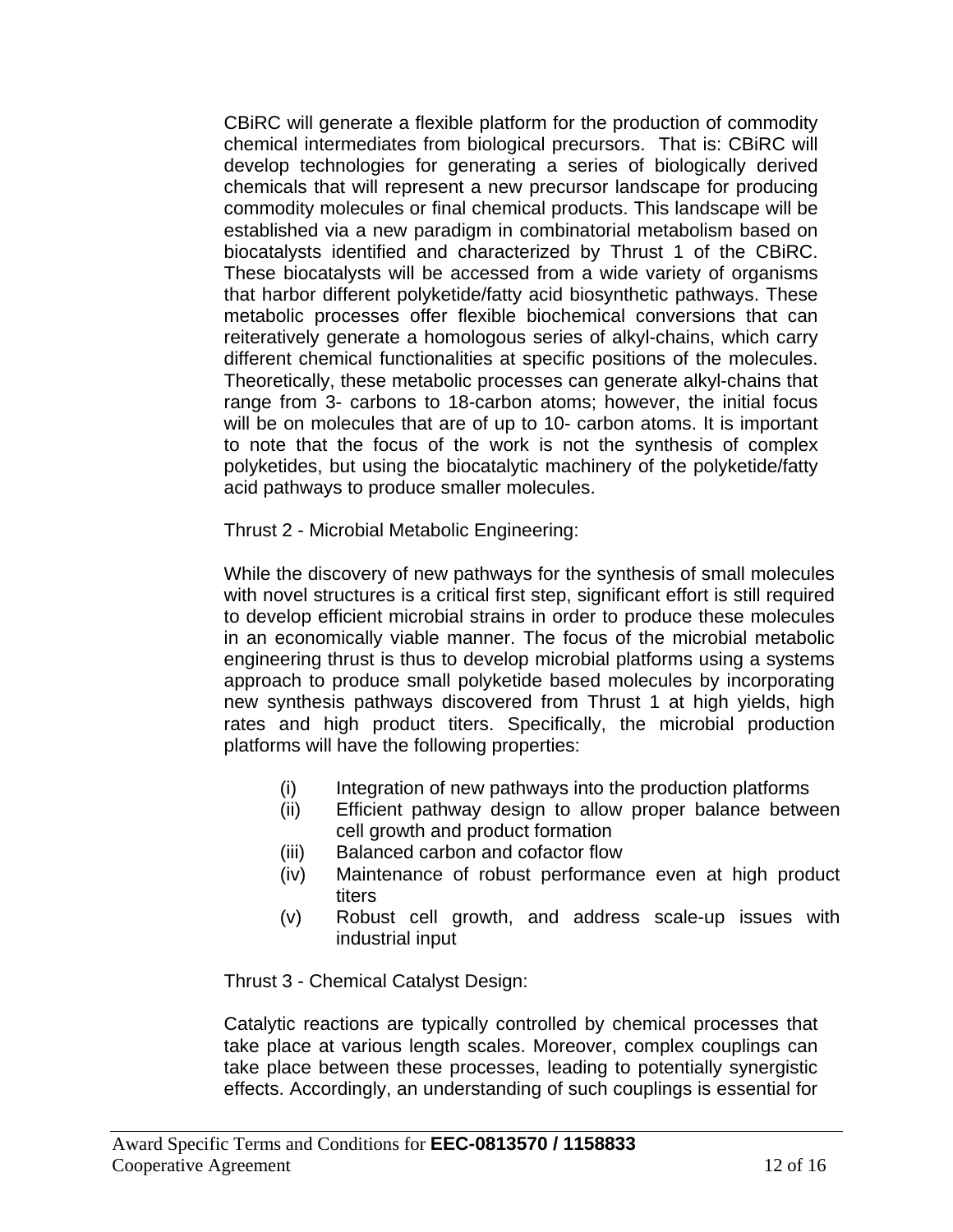CBiRC will generate a flexible platform for the production of commodity chemical intermediates from biological precursors. That is: CBiRC will develop technologies for generating a series of biologically derived chemicals that will represent a new precursor landscape for producing commodity molecules or final chemical products. This landscape will be established via a new paradigm in combinatorial metabolism based on biocatalysts identified and characterized by Thrust 1 of the CBiRC. These biocatalysts will be accessed from a wide variety of organisms that harbor different polyketide/fatty acid biosynthetic pathways. These metabolic processes offer flexible biochemical conversions that can reiteratively generate a homologous series of alkyl-chains, which carry different chemical functionalities at specific positions of the molecules. Theoretically, these metabolic processes can generate alkyl-chains that range from 3- carbons to 18-carbon atoms; however, the initial focus will be on molecules that are of up to 10- carbon atoms. It is important to note that the focus of the work is not the synthesis of complex polyketides, but using the biocatalytic machinery of the polyketide/fatty acid pathways to produce smaller molecules.

Thrust 2 - Microbial Metabolic Engineering:

While the discovery of new pathways for the synthesis of small molecules with novel structures is a critical first step, significant effort is still required to develop efficient microbial strains in order to produce these molecules in an economically viable manner. The focus of the microbial metabolic engineering thrust is thus to develop microbial platforms using a systems approach to produce small polyketide based molecules by incorporating new synthesis pathways discovered from Thrust 1 at high yields, high rates and high product titers. Specifically, the microbial production platforms will have the following properties:

(i) Integration of new pathways into the production platforms
(ii) Efficient pathway design to allow proper balance between cell growth and product formation
(iii) Balanced carbon and cofactor flow
(iv) Maintenance of robust performance even at high product titers
(v) Robust cell growth, and address scale-up issues with industrial input

Thrust 3 - Chemical Catalyst Design:

Catalytic reactions are typically controlled by chemical processes that take place at various length scales. Moreover, complex couplings can take place between these processes, leading to potentially synergistic effects. Accordingly, an understanding of such couplings is essential for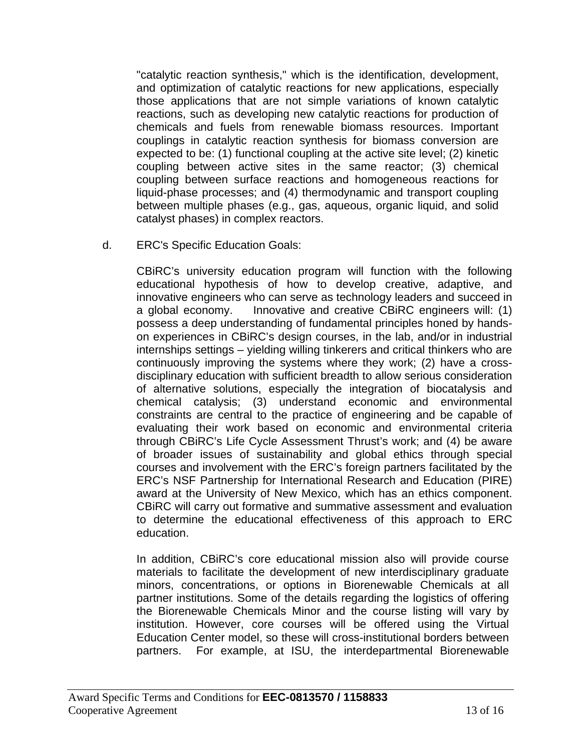"catalytic reaction synthesis," which is the identification, development, and optimization of catalytic reactions for new applications, especially those applications that are not simple variations of known catalytic reactions, such as developing new catalytic reactions for production of chemicals and fuels from renewable biomass resources. Important couplings in catalytic reaction synthesis for biomass conversion are expected to be: (1) functional coupling at the active site level; (2) kinetic coupling between active sites in the same reactor; (3) chemical coupling between surface reactions and homogeneous reactions for liquid-phase processes; and (4) thermodynamic and transport coupling between multiple phases (e.g., gas, aqueous, organic liquid, and solid catalyst phases) in complex reactors.

d. ERC's Specific Education Goals:

CBiRC's university education program will function with the following educational hypothesis of how to develop creative, adaptive, and innovative engineers who can serve as technology leaders and succeed in a global economy. Innovative and creative CBiRC engineers will: (1) possess a deep understanding of fundamental principles honed by hands-on experiences in CBiRC's design courses, in the lab, and/or in industrial internships settings – yielding willing tinkerers and critical thinkers who are continuously improving the systems where they work; (2) have a cross-disciplinary education with sufficient breadth to allow serious consideration of alternative solutions, especially the integration of biocatalysis and chemical catalysis; (3) understand economic and environmental constraints are central to the practice of engineering and be capable of evaluating their work based on economic and environmental criteria through CBiRC's Life Cycle Assessment Thrust's work; and (4) be aware of broader issues of sustainability and global ethics through special courses and involvement with the ERC's foreign partners facilitated by the ERC's NSF Partnership for International Research and Education (PIRE) award at the University of New Mexico, which has an ethics component. CBiRC will carry out formative and summative assessment and evaluation to determine the educational effectiveness of this approach to ERC education.

In addition, CBiRC's core educational mission also will provide course materials to facilitate the development of new interdisciplinary graduate minors, concentrations, or options in Biorenewable Chemicals at all partner institutions. Some of the details regarding the logistics of offering the Biorenewable Chemicals Minor and the course listing will vary by institution. However, core courses will be offered using the Virtual Education Center model, so these will cross-institutional borders between partners. For example, at ISU, the interdepartmental Biorenewable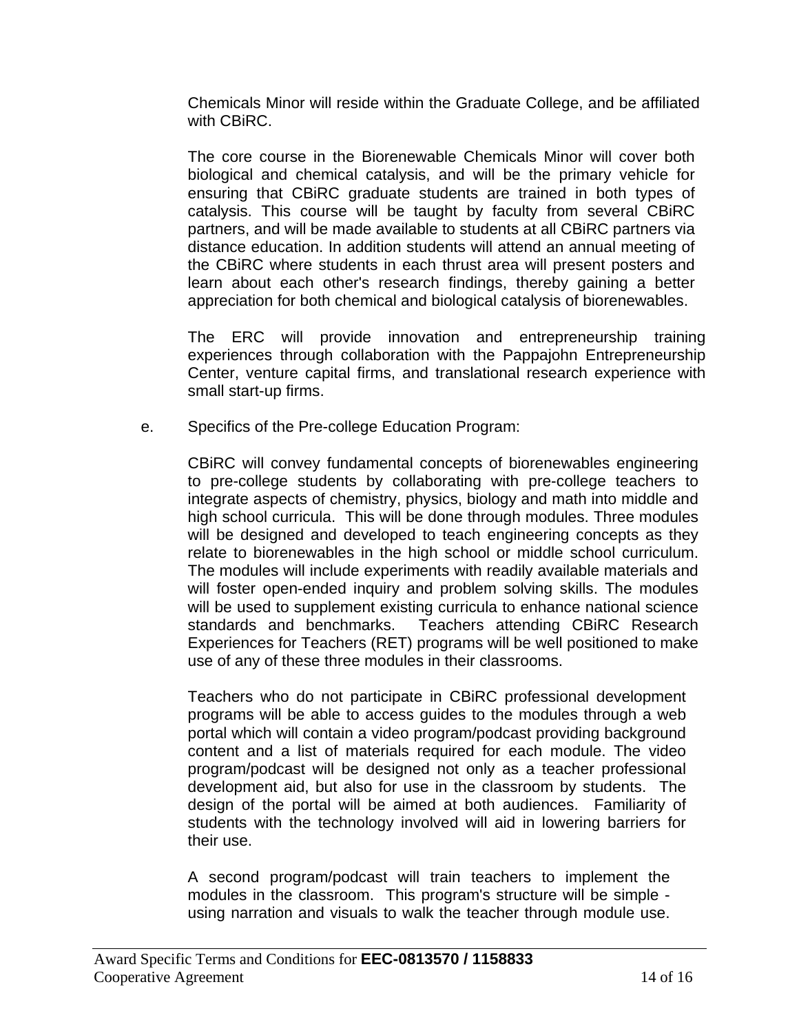Chemicals Minor will reside within the Graduate College, and be affiliated with CBiRC.

The core course in the Biorenewable Chemicals Minor will cover both biological and chemical catalysis, and will be the primary vehicle for ensuring that CBiRC graduate students are trained in both types of catalysis. This course will be taught by faculty from several CBiRC partners, and will be made available to students at all CBiRC partners via distance education. In addition students will attend an annual meeting of the CBiRC where students in each thrust area will present posters and learn about each other's research findings, thereby gaining a better appreciation for both chemical and biological catalysis of biorenewables.

The ERC will provide innovation and entrepreneurship training experiences through collaboration with the Pappajohn Entrepreneurship Center, venture capital firms, and translational research experience with small start-up firms.

e. Specifics of the Pre-college Education Program:

CBiRC will convey fundamental concepts of biorenewables engineering to pre-college students by collaborating with pre-college teachers to integrate aspects of chemistry, physics, biology and math into middle and high school curricula. This will be done through modules. Three modules will be designed and developed to teach engineering concepts as they relate to biorenewables in the high school or middle school curriculum. The modules will include experiments with readily available materials and will foster open-ended inquiry and problem solving skills. The modules will be used to supplement existing curricula to enhance national science standards and benchmarks. Teachers attending CBiRC Research Experiences for Teachers (RET) programs will be well positioned to make use of any of these three modules in their classrooms.

Teachers who do not participate in CBiRC professional development programs will be able to access guides to the modules through a web portal which will contain a video program/podcast providing background content and a list of materials required for each module. The video program/podcast will be designed not only as a teacher professional development aid, but also for use in the classroom by students. The design of the portal will be aimed at both audiences. Familiarity of students with the technology involved will aid in lowering barriers for their use.

A second program/podcast will train teachers to implement the modules in the classroom. This program's structure will be simple - using narration and visuals to walk the teacher through module use.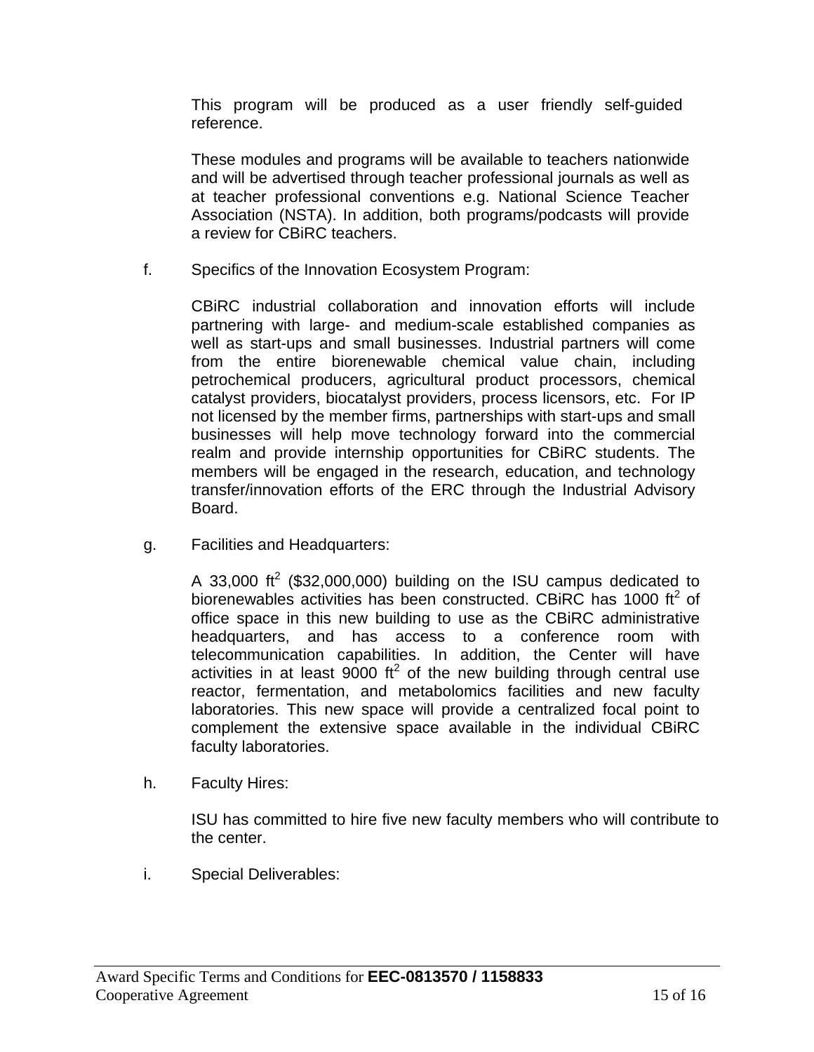This program will be produced as a user friendly self-guided reference.

These modules and programs will be available to teachers nationwide and will be advertised through teacher professional journals as well as at teacher professional conventions e.g. National Science Teacher Association (NSTA). In addition, both programs/podcasts will provide a review for CBiRC teachers.

f. Specifics of the Innovation Ecosystem Program:

CBiRC industrial collaboration and innovation efforts will include partnering with large- and medium-scale established companies as well as start-ups and small businesses. Industrial partners will come from the entire biorenewable chemical value chain, including petrochemical producers, agricultural product processors, chemical catalyst providers, biocatalyst providers, process licensors, etc. For IP not licensed by the member firms, partnerships with start-ups and small businesses will help move technology forward into the commercial realm and provide internship opportunities for CBiRC students. The members will be engaged in the research, education, and technology transfer/innovation efforts of the ERC through the Industrial Advisory Board.

g. Facilities and Headquarters:

A 33,000 $ft^2$ (\$32,000,000) building on the ISU campus dedicated to biorenewables activities has been constructed. CBiRC has 1000 $ft^2$ of office space in this new building to use as the CBiRC administrative headquarters, and has access to a conference room with telecommunication capabilities. In addition, the Center will have activities in at least 9000 $ft^2$ of the new building through central use reactor, fermentation, and metabolomics facilities and new faculty laboratories. This new space will provide a centralized focal point to complement the extensive space available in the individual CBiRC faculty laboratories.

h. Faculty Hires:

ISU has committed to hire five new faculty members who will contribute to the center.

i. Special Deliverables: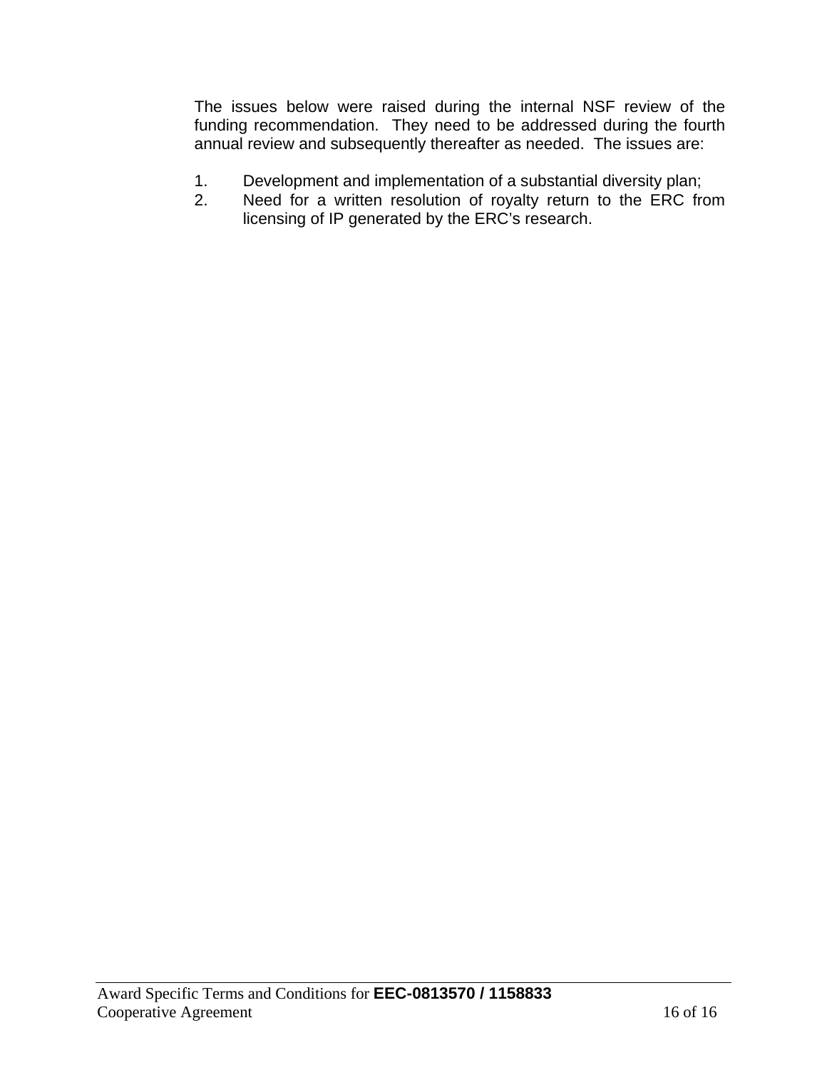The issues below were raised during the internal NSF review of the funding recommendation. They need to be addressed during the fourth annual review and subsequently thereafter as needed. The issues are:

1. Development and implementation of a substantial diversity plan;
2. Need for a written resolution of royalty return to the ERC from licensing of IP generated by the ERC's research.